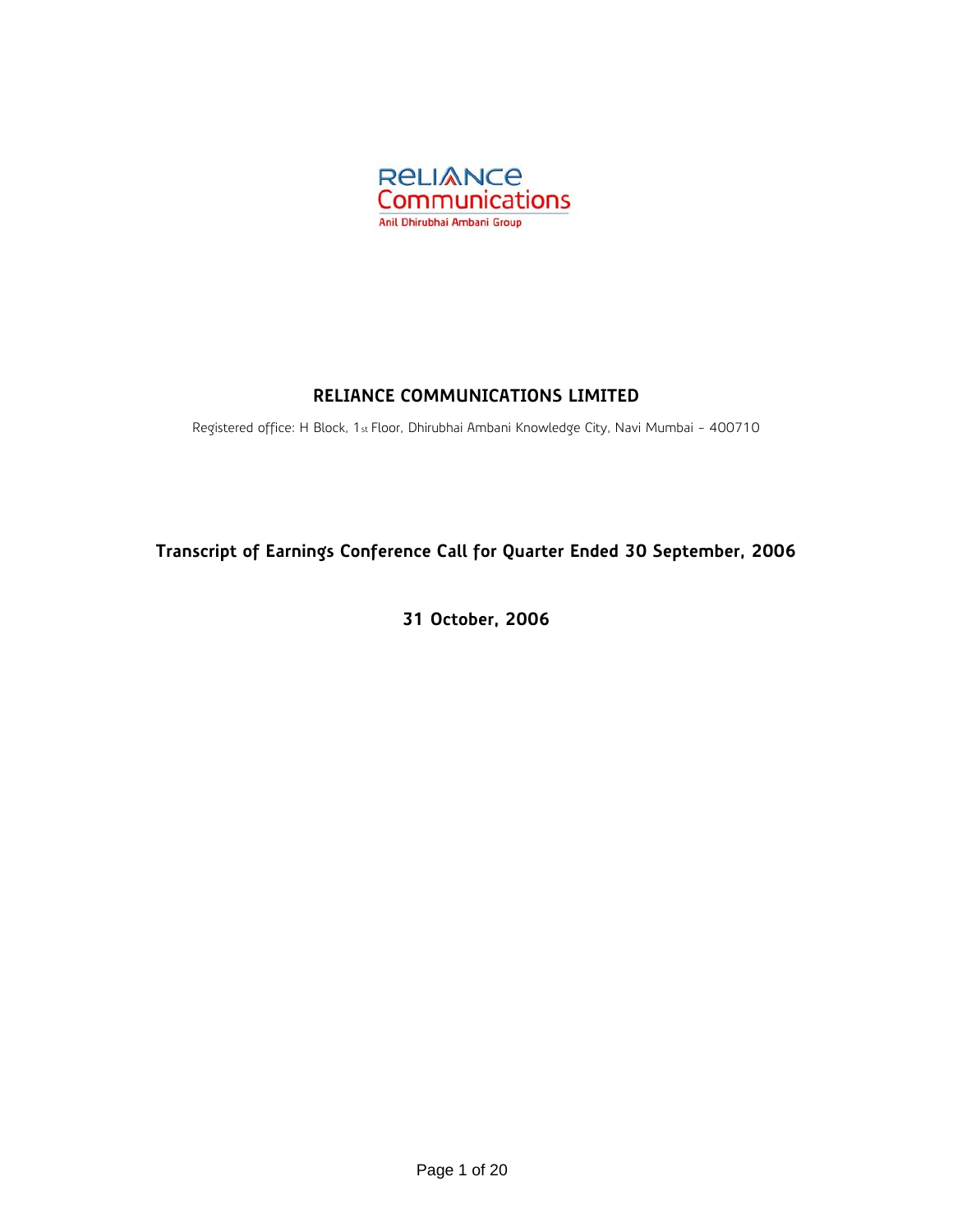RELIANCE Communications

Anil Dhirubhai Ambani Group

# RELIANCE COMMUNICATIONS LIMITED

Registered office: H Block, 1st Floor, Dhirubhai Ambani Knowledge City, Navi Mumbai - 400710

## Transcript of Earnings Conference Call for Quarter Ended 30 September, 2006

**31 October, 2006**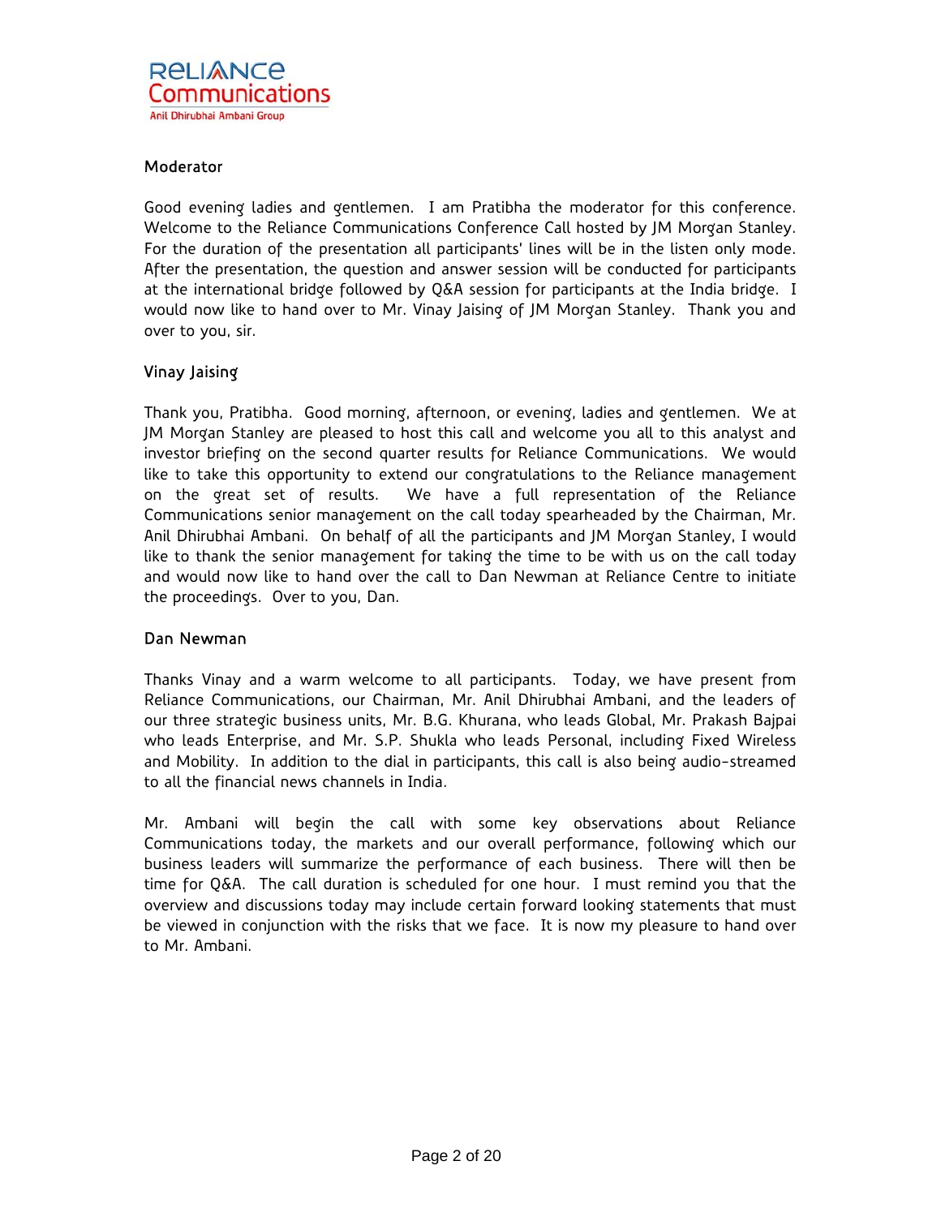### Moderator

Good evening ladies and gentlemen. I am Pratibha the moderator for this conference. Welcome to the Reliance Communications Conference Call hosted by JM Morgan Stanley. For the duration of the presentation all participants' lines will be in the listen only mode. After the presentation, the question and answer session will be conducted for participants at the international bridge followed by Q&A session for participants at the India bridge. I would now like to hand over to Mr. Vinay Jaising of JM Morgan Stanley. Thank you and over to you, sir.

### Vinay Jaising

Thank you, Pratibha. Good morning, afternoon, or evening, ladies and gentlemen. We at JM Morgan Stanley are pleased to host this call and welcome you all to this analyst and investor briefing on the second quarter results for Reliance Communications. We would like to take this opportunity to extend our congratulations to the Reliance management on the great set of results. We have a full representation of the Reliance Communications senior management on the call today spearheaded by the Chairman, Mr. Anil Dhirubhai Ambani. On behalf of all the participants and JM Morgan Stanley, I would like to thank the senior management for taking the time to be with us on the call today and would now like to hand over the call to Dan Newman at Reliance Centre to initiate the proceedings. Over to you, Dan.

### Dan Newman

Thanks Vinay and a warm welcome to all participants. Today, we have present from Reliance Communications, our Chairman, Mr. Anil Dhirubhai Ambani, and the leaders of our three strategic business units, Mr. B.G. Khurana, who leads Global, Mr. Prakash Bajpai who leads Enterprise, and Mr. S.P. Shukla who leads Personal, including Fixed Wireless and Mobility. In addition to the dial in participants, this call is also being audio-streamed to all the financial news channels in India.

Mr. Ambani will begin the call with some key observations about Reliance Communications today, the markets and our overall performance, following which our business leaders will summarize the performance of each business. There will then be time for Q&A. The call duration is scheduled for one hour. I must remind you that the overview and discussions today may include certain forward looking statements that must be viewed in conjunction with the risks that we face. It is now my pleasure to hand over to Mr. Ambani.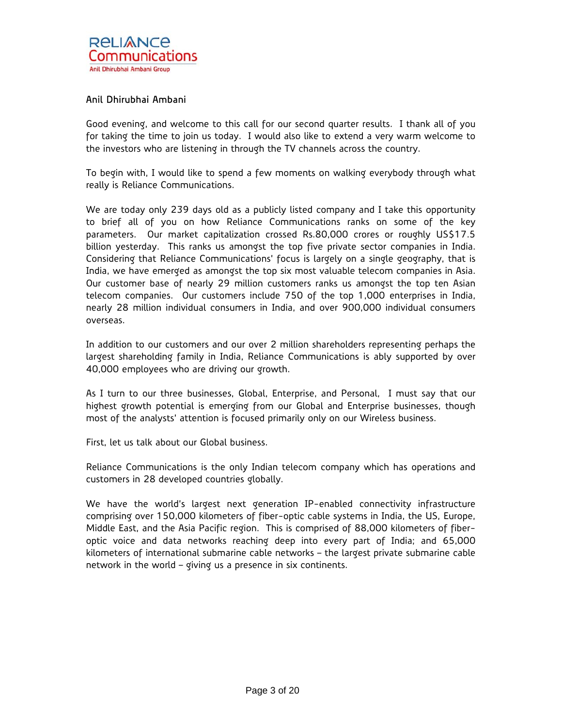**Anil Dhirubhai Ambani**

Good evening, and welcome to this call for our second quarter results. I thank all of you for taking the time to join us today. I would also like to extend a very warm welcome to the investors who are listening in through the TV channels across the country.

To begin with, I would like to spend a few moments on walking everybody through what really is Reliance Communications.

We are today only 239 days old as a publicly listed company and I take this opportunity to brief all of you on how Reliance Communications ranks on some of the key parameters. Our market capitalization crossed Rs.80,000 crores or roughly US$17.5 billion yesterday. This ranks us amongst the top five private sector companies in India. Considering that Reliance Communications' focus is largely on a single geography, that is India, we have emerged as amongst the top six most valuable telecom companies in Asia. Our customer base of nearly 29 million customers ranks us amongst the top ten Asian telecom companies. Our customers include 750 of the top 1,000 enterprises in India, nearly 28 million individual consumers in India, and over 900,000 individual consumers overseas.

In addition to our customers and our over 2 million shareholders representing perhaps the largest shareholding family in India, Reliance Communications is ably supported by over 40,000 employees who are driving our growth.

As I turn to our three businesses, Global, Enterprise, and Personal, I must say that our highest growth potential is emerging from our Global and Enterprise businesses, though most of the analysts' attention is focused primarily only on our Wireless business.

First, let us talk about our Global business.

Reliance Communications is the only Indian telecom company which has operations and customers in 28 developed countries globally.

We have the world's largest next generation IP-enabled connectivity infrastructure comprising over 150,000 kilometers of fiber-optic cable systems in India, the US, Europe, Middle East, and the Asia Pacific region. This is comprised of 88,000 kilometers of fiber-optic voice and data networks reaching deep into every part of India; and 65,000 kilometers of international submarine cable networks – the largest private submarine cable network in the world – giving us a presence in six continents.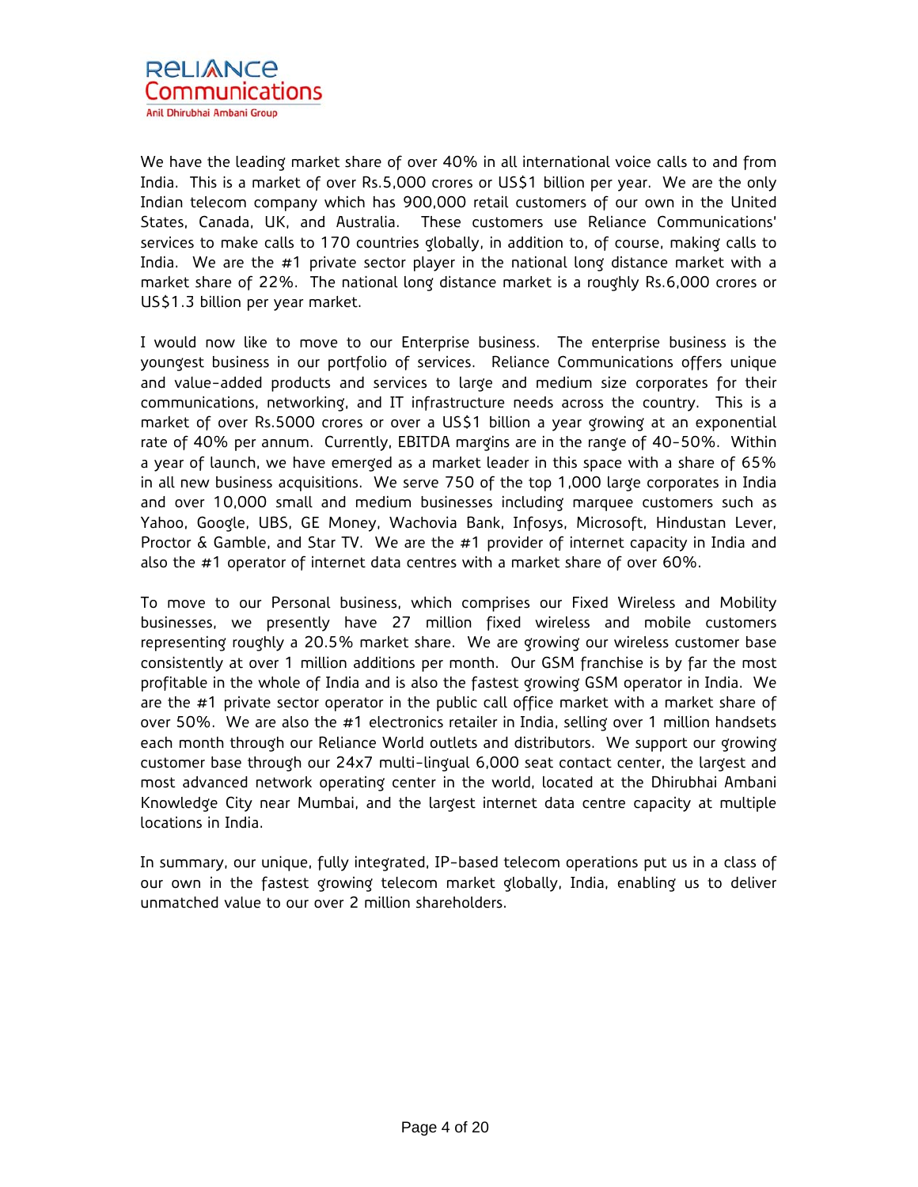We have the leading market share of over 40% in all international voice calls to and from India. This is a market of over Rs.5,000 crores or US$1 billion per year. We are the only Indian telecom company which has 900,000 retail customers of our own in the United States, Canada, UK, and Australia. These customers use Reliance Communications' services to make calls to 170 countries globally, in addition to, of course, making calls to India. We are the #1 private sector player in the national long distance market with a market share of 22%. The national long distance market is a roughly Rs.6,000 crores or US$1.3 billion per year market.

I would now like to move to our Enterprise business. The enterprise business is the youngest business in our portfolio of services. Reliance Communications offers unique and value-added products and services to large and medium size corporates for their communications, networking, and IT infrastructure needs across the country. This is a market of over Rs.5000 crores or over a US$1 billion a year growing at an exponential rate of 40% per annum. Currently, EBITDA margins are in the range of 40-50%. Within a year of launch, we have emerged as a market leader in this space with a share of 65% in all new business acquisitions. We serve 750 of the top 1,000 large corporates in India and over 10,000 small and medium businesses including marquee customers such as Yahoo, Google, UBS, GE Money, Wachovia Bank, Infosys, Microsoft, Hindustan Lever, Proctor & Gamble, and Star TV. We are the #1 provider of internet capacity in India and also the #1 operator of internet data centres with a market share of over 60%.

To move to our Personal business, which comprises our Fixed Wireless and Mobility businesses, we presently have 27 million fixed wireless and mobile customers representing roughly a 20.5% market share. We are growing our wireless customer base consistently at over 1 million additions per month. Our GSM franchise is by far the most profitable in the whole of India and is also the fastest growing GSM operator in India. We are the #1 private sector operator in the public call office market with a market share of over 50%. We are also the #1 electronics retailer in India, selling over 1 million handsets each month through our Reliance World outlets and distributors. We support our growing customer base through our 24x7 multi-lingual 6,000 seat contact center, the largest and most advanced network operating center in the world, located at the Dhirubhai Ambani Knowledge City near Mumbai, and the largest internet data centre capacity at multiple locations in India.

In summary, our unique, fully integrated, IP-based telecom operations put us in a class of our own in the fastest growing telecom market globally, India, enabling us to deliver unmatched value to our over 2 million shareholders.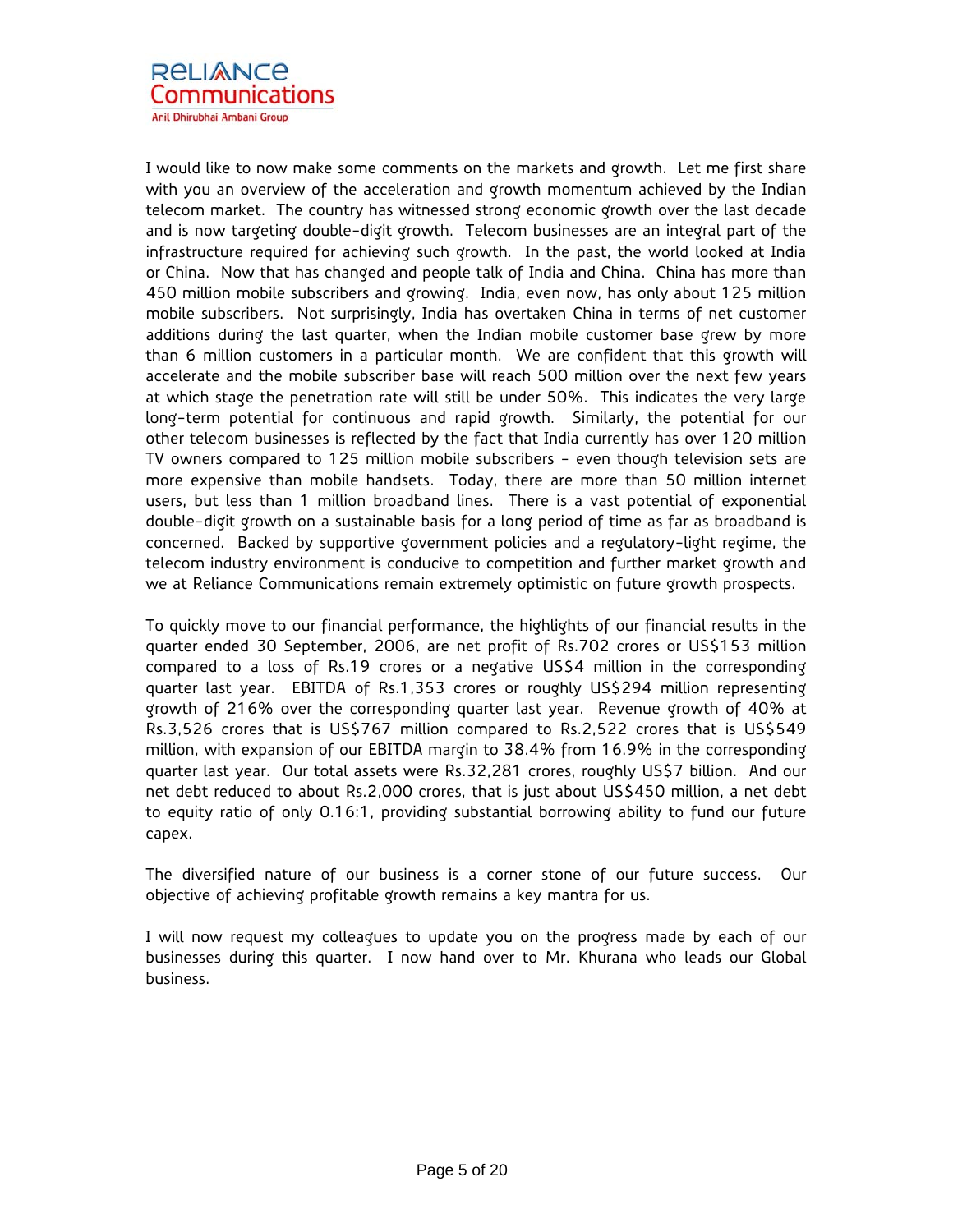I would like to now make some comments on the markets and growth. Let me first share with you an overview of the acceleration and growth momentum achieved by the Indian telecom market. The country has witnessed strong economic growth over the last decade and is now targeting double-digit growth. Telecom businesses are an integral part of the infrastructure required for achieving such growth. In the past, the world looked at India or China. Now that has changed and people talk of India and China. China has more than 450 million mobile subscribers and growing. India, even now, has only about 125 million mobile subscribers. Not surprisingly, India has overtaken China in terms of net customer additions during the last quarter, when the Indian mobile customer base grew by more than 6 million customers in a particular month. We are confident that this growth will accelerate and the mobile subscriber base will reach 500 million over the next few years at which stage the penetration rate will still be under 50%. This indicates the very large long-term potential for continuous and rapid growth. Similarly, the potential for our other telecom businesses is reflected by the fact that India currently has over 120 million TV owners compared to 125 million mobile subscribers - even though television sets are more expensive than mobile handsets. Today, there are more than 50 million internet users, but less than 1 million broadband lines. There is a vast potential of exponential double-digit growth on a sustainable basis for a long period of time as far as broadband is concerned. Backed by supportive government policies and a regulatory-light regime, the telecom industry environment is conducive to competition and further market growth and we at Reliance Communications remain extremely optimistic on future growth prospects.

To quickly move to our financial performance, the highlights of our financial results in the quarter ended 30 September, 2006, are net profit of Rs.702 crores or US$153 million compared to a loss of Rs.19 crores or a negative US$4 million in the corresponding quarter last year. EBITDA of Rs.1,353 crores or roughly US$294 million representing growth of 216% over the corresponding quarter last year. Revenue growth of 40% at Rs.3,526 crores that is US$767 million compared to Rs.2,522 crores that is US$549 million, with expansion of our EBITDA margin to 38.4% from 16.9% in the corresponding quarter last year. Our total assets were Rs.32,281 crores, roughly US$7 billion. And our net debt reduced to about Rs.2,000 crores, that is just about US$450 million, a net debt to equity ratio of only 0.16:1, providing substantial borrowing ability to fund our future capex.

The diversified nature of our business is a corner stone of our future success. Our objective of achieving profitable growth remains a key mantra for us.

I will now request my colleagues to update you on the progress made by each of our businesses during this quarter. I now hand over to Mr. Khurana who leads our Global business.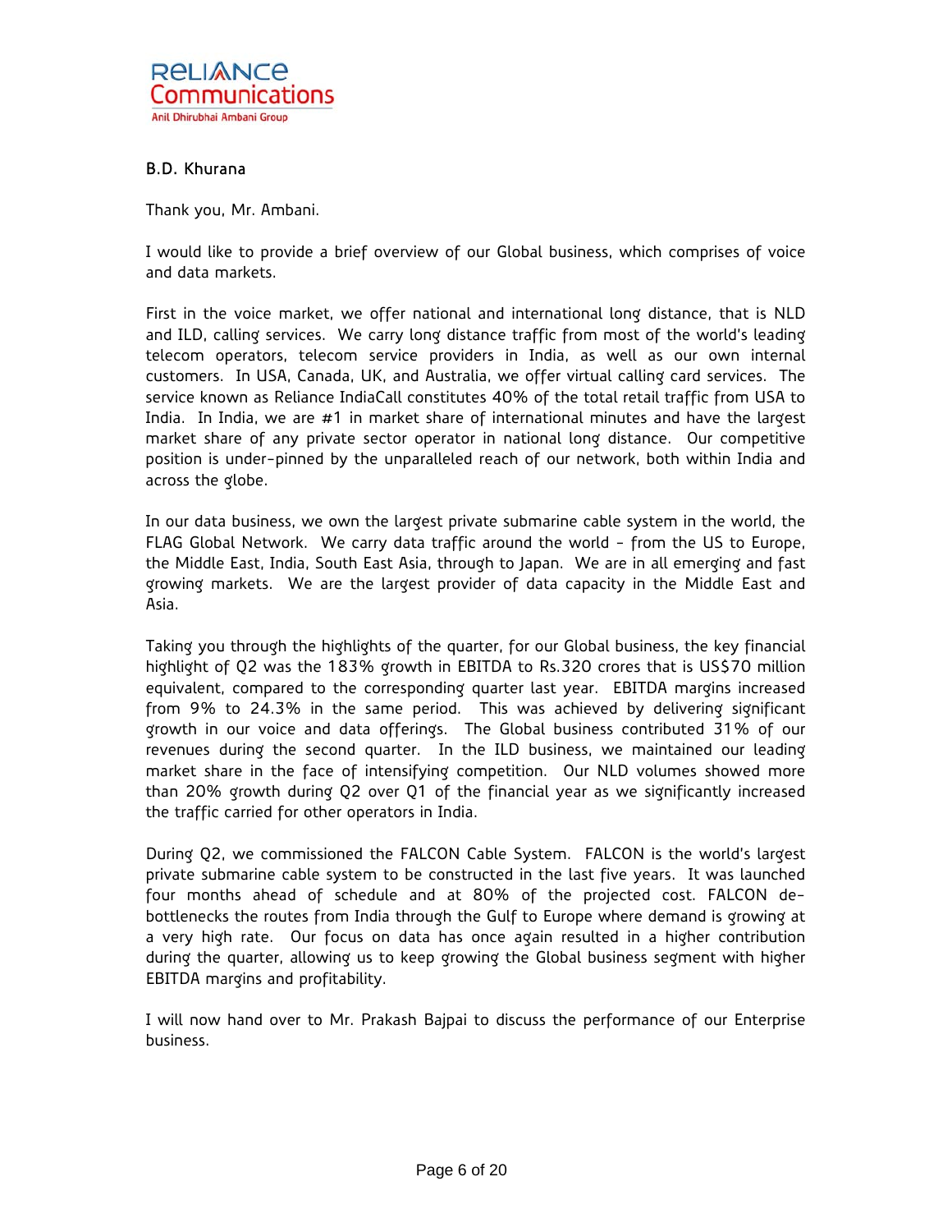**B.D. Khurana**

Thank you, Mr. Ambani.

I would like to provide a brief overview of our Global business, which comprises of voice and data markets.

First in the voice market, we offer national and international long distance, that is NLD and ILD, calling services. We carry long distance traffic from most of the world's leading telecom operators, telecom service providers in India, as well as our own internal customers. In USA, Canada, UK, and Australia, we offer virtual calling card services. The service known as Reliance IndiaCall constitutes 40% of the total retail traffic from USA to India. In India, we are #1 in market share of international minutes and have the largest market share of any private sector operator in national long distance. Our competitive position is under-pinned by the unparalleled reach of our network, both within India and across the globe.

In our data business, we own the largest private submarine cable system in the world, the FLAG Global Network. We carry data traffic around the world - from the US to Europe, the Middle East, India, South East Asia, through to Japan. We are in all emerging and fast growing markets. We are the largest provider of data capacity in the Middle East and Asia.

Taking you through the highlights of the quarter, for our Global business, the key financial highlight of Q2 was the 183% growth in EBITDA to Rs.320 crores that is US$70 million equivalent, compared to the corresponding quarter last year. EBITDA margins increased from 9% to 24.3% in the same period. This was achieved by delivering significant growth in our voice and data offerings. The Global business contributed 31% of our revenues during the second quarter. In the ILD business, we maintained our leading market share in the face of intensifying competition. Our NLD volumes showed more than 20% growth during Q2 over Q1 of the financial year as we significantly increased the traffic carried for other operators in India.

During Q2, we commissioned the FALCON Cable System. FALCON is the world's largest private submarine cable system to be constructed in the last five years. It was launched four months ahead of schedule and at 80% of the projected cost. FALCON de-bottlenecks the routes from India through the Gulf to Europe where demand is growing at a very high rate. Our focus on data has once again resulted in a higher contribution during the quarter, allowing us to keep growing the Global business segment with higher EBITDA margins and profitability.

I will now hand over to Mr. Prakash Bajpai to discuss the performance of our Enterprise business.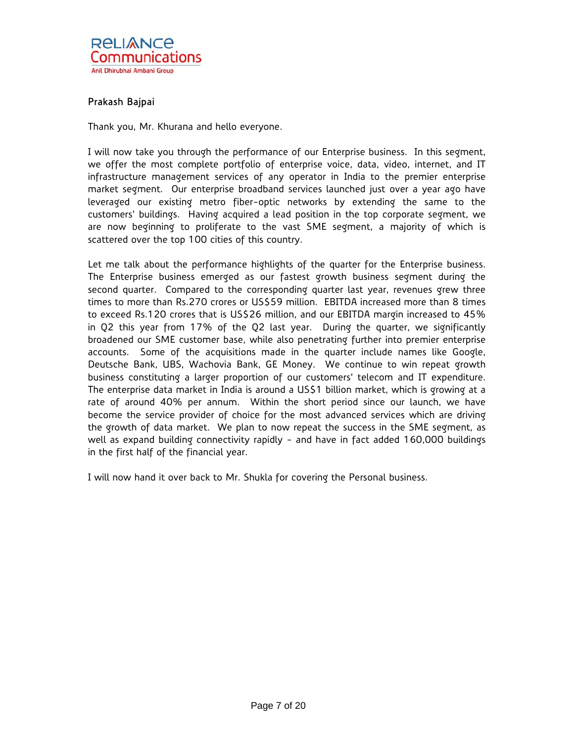**Prakash Bajpai**

Thank you, Mr. Khurana and hello everyone.

I will now take you through the performance of our Enterprise business. In this segment, we offer the most complete portfolio of enterprise voice, data, video, internet, and IT infrastructure management services of any operator in India to the premier enterprise market segment. Our enterprise broadband services launched just over a year ago have leveraged our existing metro fiber-optic networks by extending the same to the customers' buildings. Having acquired a lead position in the top corporate segment, we are now beginning to proliferate to the vast SME segment, a majority of which is scattered over the top 100 cities of this country.

Let me talk about the performance highlights of the quarter for the Enterprise business. The Enterprise business emerged as our fastest growth business segment during the second quarter. Compared to the corresponding quarter last year, revenues grew three times to more than Rs.270 crores or US$59 million. EBITDA increased more than 8 times to exceed Rs.120 crores that is US$26 million, and our EBITDA margin increased to 45% in Q2 this year from 17% of the Q2 last year. During the quarter, we significantly broadened our SME customer base, while also penetrating further into premier enterprise accounts. Some of the acquisitions made in the quarter include names like Google, Deutsche Bank, UBS, Wachovia Bank, GE Money. We continue to win repeat growth business constituting a larger proportion of our customers' telecom and IT expenditure. The enterprise data market in India is around a US$1 billion market, which is growing at a rate of around 40% per annum. Within the short period since our launch, we have become the service provider of choice for the most advanced services which are driving the growth of data market. We plan to now repeat the success in the SME segment, as well as expand building connectivity rapidly - and have in fact added 160,000 buildings in the first half of the financial year.

I will now hand it over back to Mr. Shukla for covering the Personal business.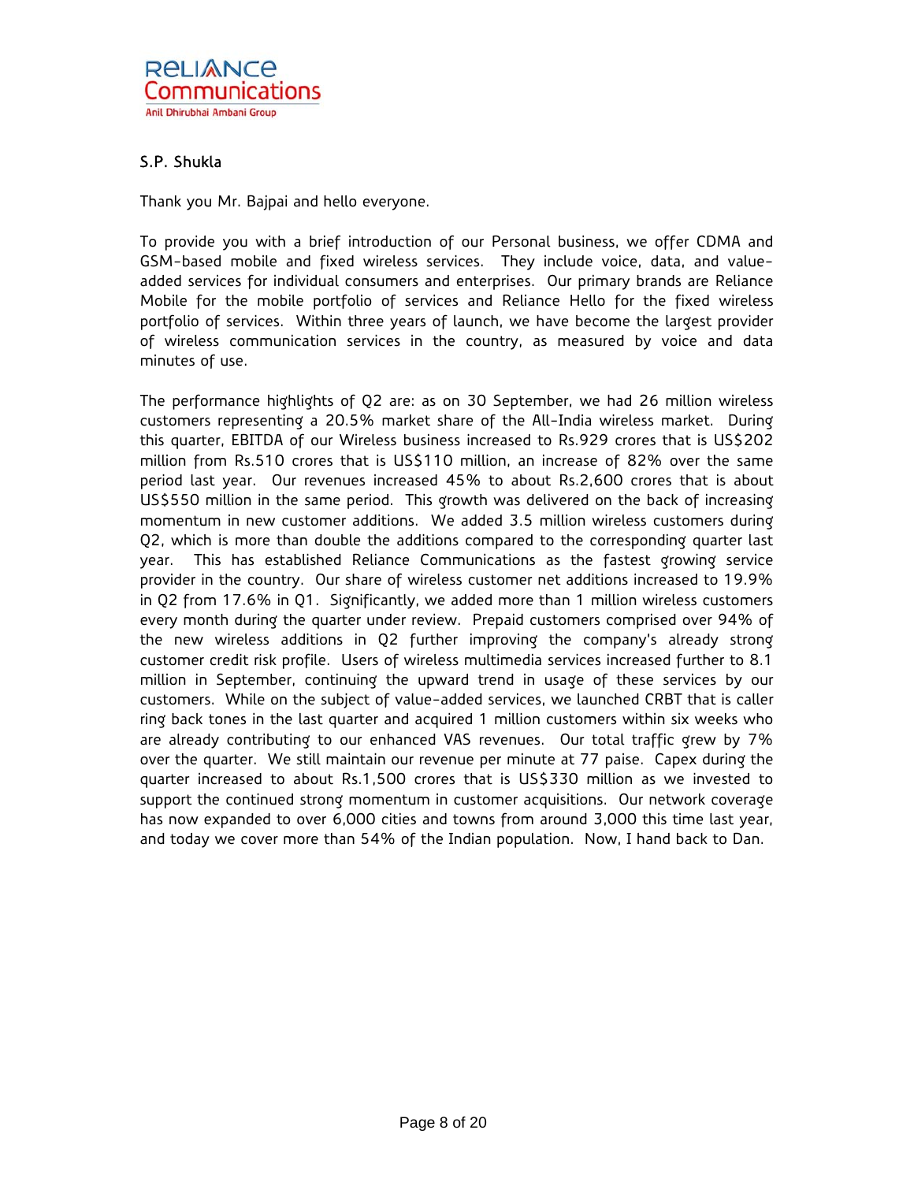S.P. Shukla

Thank you Mr. Bajpai and hello everyone.

To provide you with a brief introduction of our Personal business, we offer CDMA and GSM-based mobile and fixed wireless services. They include voice, data, and value-added services for individual consumers and enterprises. Our primary brands are Reliance Mobile for the mobile portfolio of services and Reliance Hello for the fixed wireless portfolio of services. Within three years of launch, we have become the largest provider of wireless communication services in the country, as measured by voice and data minutes of use.

The performance highlights of Q2 are: as on 30 September, we had 26 million wireless customers representing a 20.5% market share of the All-India wireless market. During this quarter, EBITDA of our Wireless business increased to Rs.929 crores that is US$202 million from Rs.510 crores that is US$110 million, an increase of 82% over the same period last year. Our revenues increased 45% to about Rs.2,600 crores that is about US$550 million in the same period. This growth was delivered on the back of increasing momentum in new customer additions. We added 3.5 million wireless customers during Q2, which is more than double the additions compared to the corresponding quarter last year. This has established Reliance Communications as the fastest growing service provider in the country. Our share of wireless customer net additions increased to 19.9% in Q2 from 17.6% in Q1. Significantly, we added more than 1 million wireless customers every month during the quarter under review. Prepaid customers comprised over 94% of the new wireless additions in Q2 further improving the company's already strong customer credit risk profile. Users of wireless multimedia services increased further to 8.1 million in September, continuing the upward trend in usage of these services by our customers. While on the subject of value-added services, we launched CRBT that is caller ring back tones in the last quarter and acquired 1 million customers within six weeks who are already contributing to our enhanced VAS revenues. Our total traffic grew by 7% over the quarter. We still maintain our revenue per minute at 77 paise. Capex during the quarter increased to about Rs.1,500 crores that is US$330 million as we invested to support the continued strong momentum in customer acquisitions. Our network coverage has now expanded to over 6,000 cities and towns from around 3,000 this time last year, and today we cover more than 54% of the Indian population. Now, I hand back to Dan.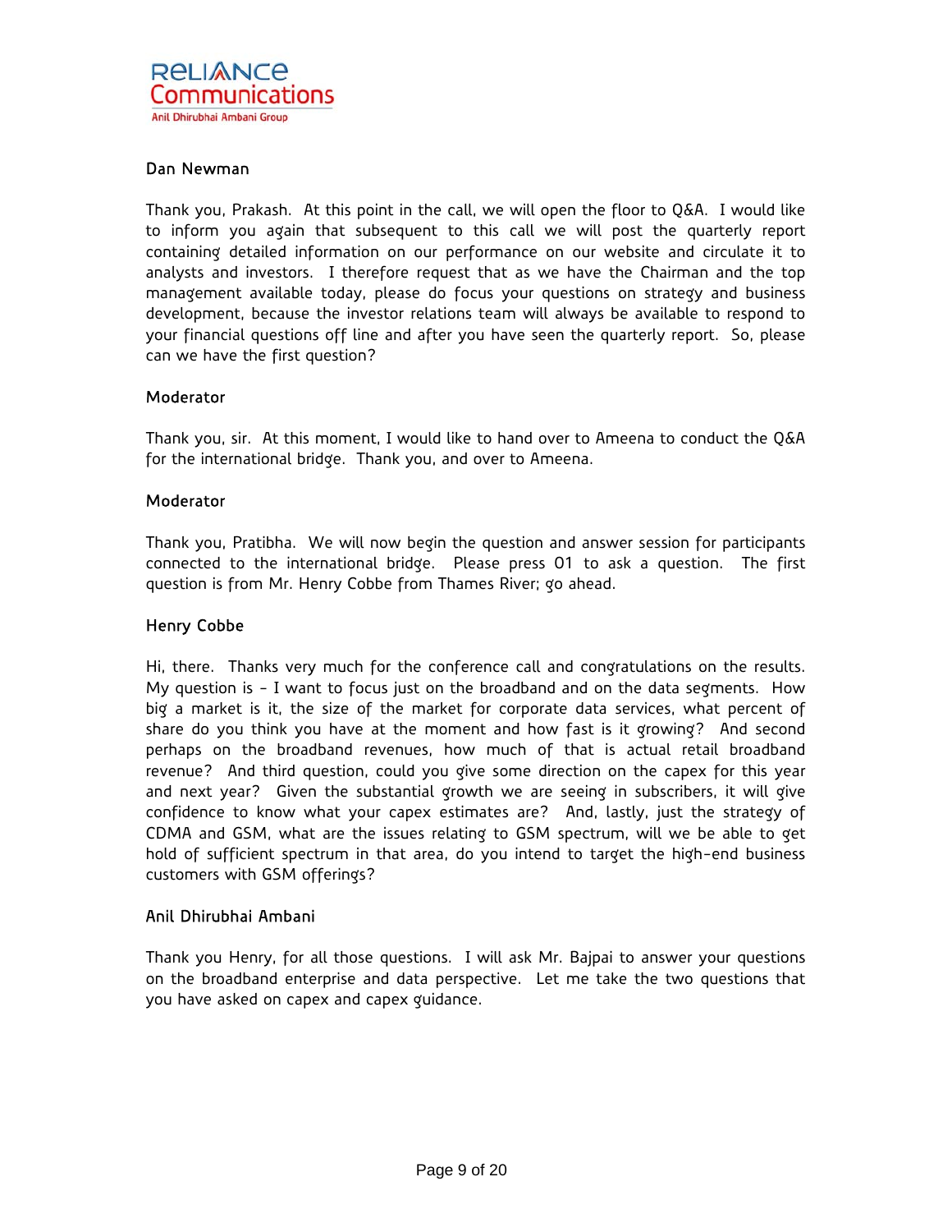**Dan Newman**

Thank you, Prakash. At this point in the call, we will open the floor to Q&A. I would like to inform you again that subsequent to this call we will post the quarterly report containing detailed information on our performance on our website and circulate it to analysts and investors. I therefore request that as we have the Chairman and the top management available today, please do focus your questions on strategy and business development, because the investor relations team will always be available to respond to your financial questions off line and after you have seen the quarterly report. So, please can we have the first question?

**Moderator**

Thank you, sir. At this moment, I would like to hand over to Ameena to conduct the Q&A for the international bridge. Thank you, and over to Ameena.

**Moderator**

Thank you, Pratibha. We will now begin the question and answer session for participants connected to the international bridge. Please press 01 to ask a question. The first question is from Mr. Henry Cobbe from Thames River; go ahead.

**Henry Cobbe**

Hi, there. Thanks very much for the conference call and congratulations on the results. My question is – I want to focus just on the broadband and on the data segments. How big a market is it, the size of the market for corporate data services, what percent of share do you think you have at the moment and how fast is it growing? And second perhaps on the broadband revenues, how much of that is actual retail broadband revenue? And third question, could you give some direction on the capex for this year and next year? Given the substantial growth we are seeing in subscribers, it will give confidence to know what your capex estimates are? And, lastly, just the strategy of CDMA and GSM, what are the issues relating to GSM spectrum, will we be able to get hold of sufficient spectrum in that area, do you intend to target the high-end business customers with GSM offerings?

**Anil Dhirubhai Ambani**

Thank you Henry, for all those questions. I will ask Mr. Bajpai to answer your questions on the broadband enterprise and data perspective. Let me take the two questions that you have asked on capex and capex guidance.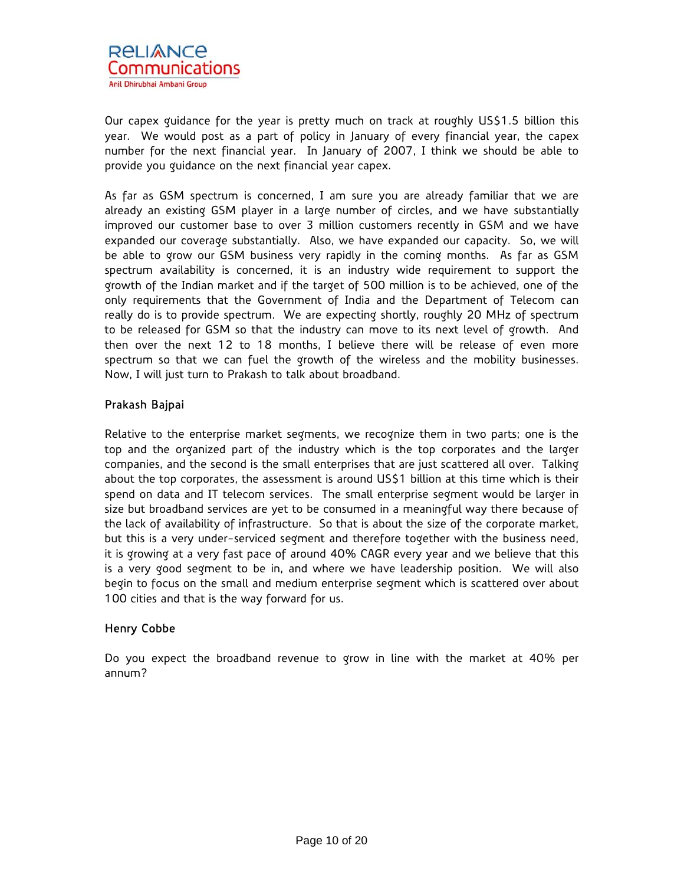Our capex guidance for the year is pretty much on track at roughly US$1.5 billion this year. We would post as a part of policy in January of every financial year, the capex number for the next financial year. In January of 2007, I think we should be able to provide you guidance on the next financial year capex.

As far as GSM spectrum is concerned, I am sure you are already familiar that we are already an existing GSM player in a large number of circles, and we have substantially improved our customer base to over 3 million customers recently in GSM and we have expanded our coverage substantially. Also, we have expanded our capacity. So, we will be able to grow our GSM business very rapidly in the coming months. As far as GSM spectrum availability is concerned, it is an industry wide requirement to support the growth of the Indian market and if the target of 500 million is to be achieved, one of the only requirements that the Government of India and the Department of Telecom can really do is to provide spectrum. We are expecting shortly, roughly 20 MHz of spectrum to be released for GSM so that the industry can move to its next level of growth. And then over the next 12 to 18 months, I believe there will be release of even more spectrum so that we can fuel the growth of the wireless and the mobility businesses. Now, I will just turn to Prakash to talk about broadband.

**Prakash Bajpai**

Relative to the enterprise market segments, we recognize them in two parts; one is the top and the organized part of the industry which is the top corporates and the larger companies, and the second is the small enterprises that are just scattered all over. Talking about the top corporates, the assessment is around US$1 billion at this time which is their spend on data and IT telecom services. The small enterprise segment would be larger in size but broadband services are yet to be consumed in a meaningful way there because of the lack of availability of infrastructure. So that is about the size of the corporate market, but this is a very under-serviced segment and therefore together with the business need, it is growing at a very fast pace of around 40% CAGR every year and we believe that this is a very good segment to be in, and where we have leadership position. We will also begin to focus on the small and medium enterprise segment which is scattered over about 100 cities and that is the way forward for us.

**Henry Cobbe**

Do you expect the broadband revenue to grow in line with the market at 40% per annum?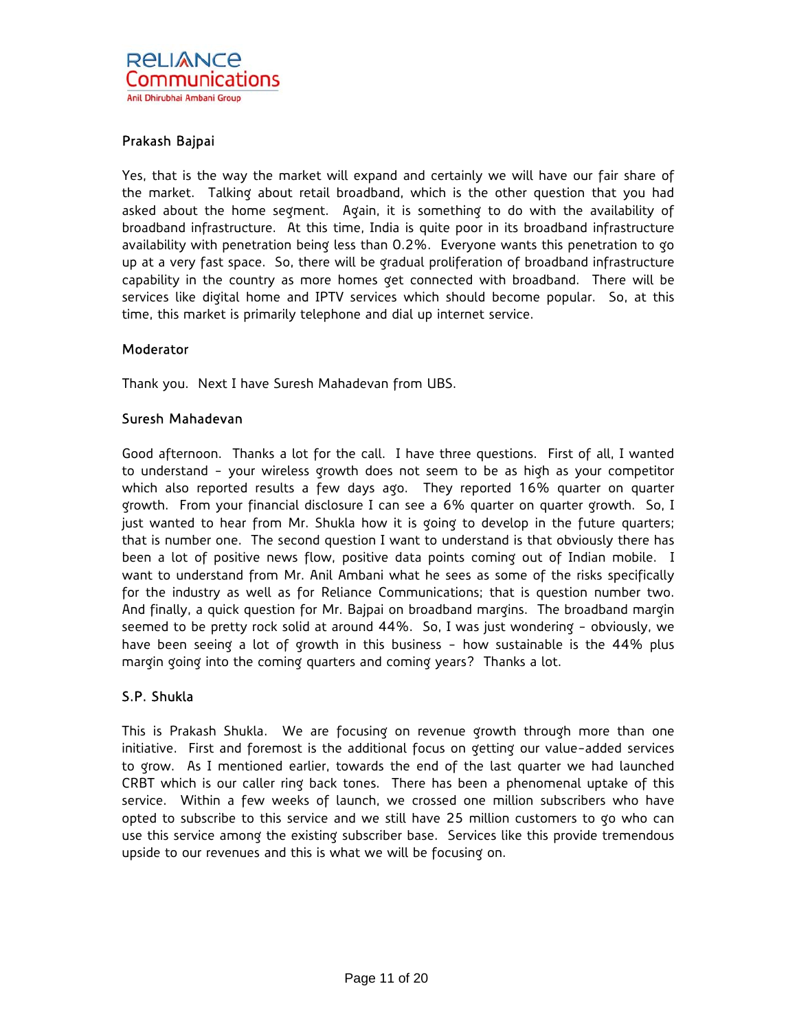**Prakash Bajpai**

Yes, that is the way the market will expand and certainly we will have our fair share of the market. Talking about retail broadband, which is the other question that you had asked about the home segment. Again, it is something to do with the availability of broadband infrastructure. At this time, India is quite poor in its broadband infrastructure availability with penetration being less than 0.2%. Everyone wants this penetration to go up at a very fast space. So, there will be gradual proliferation of broadband infrastructure capability in the country as more homes get connected with broadband. There will be services like digital home and IPTV services which should become popular. So, at this time, this market is primarily telephone and dial up internet service.

**Moderator**

Thank you. Next I have Suresh Mahadevan from UBS.

**Suresh Mahadevan**

Good afternoon. Thanks a lot for the call. I have three questions. First of all, I wanted to understand – your wireless growth does not seem to be as high as your competitor which also reported results a few days ago. They reported 16% quarter on quarter growth. From your financial disclosure I can see a 6% quarter on quarter growth. So, I just wanted to hear from Mr. Shukla how it is going to develop in the future quarters; that is number one. The second question I want to understand is that obviously there has been a lot of positive news flow, positive data points coming out of Indian mobile. I want to understand from Mr. Anil Ambani what he sees as some of the risks specifically for the industry as well as for Reliance Communications; that is question number two. And finally, a quick question for Mr. Bajpai on broadband margins. The broadband margin seemed to be pretty rock solid at around 44%. So, I was just wondering – obviously, we have been seeing a lot of growth in this business – how sustainable is the 44% plus margin going into the coming quarters and coming years? Thanks a lot.

**S.P. Shukla**

This is Prakash Shukla. We are focusing on revenue growth through more than one initiative. First and foremost is the additional focus on getting our value-added services to grow. As I mentioned earlier, towards the end of the last quarter we had launched CRBT which is our caller ring back tones. There has been a phenomenal uptake of this service. Within a few weeks of launch, we crossed one million subscribers who have opted to subscribe to this service and we still have 25 million customers to go who can use this service among the existing subscriber base. Services like this provide tremendous upside to our revenues and this is what we will be focusing on.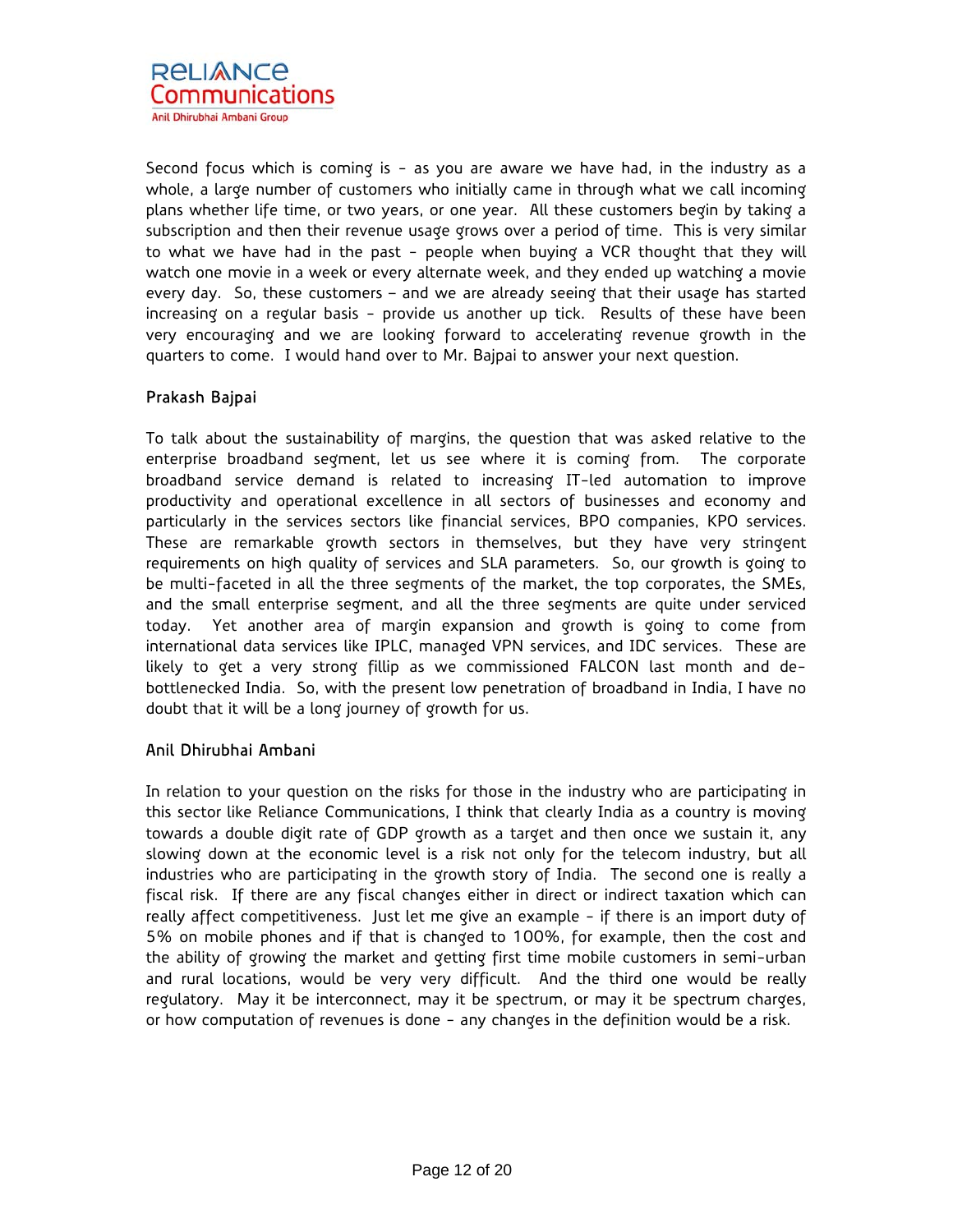Second focus which is coming is - as you are aware we have had, in the industry as a whole, a large number of customers who initially came in through what we call incoming plans whether life time, or two years, or one year. All these customers begin by taking a subscription and then their revenue usage grows over a period of time. This is very similar to what we have had in the past - people when buying a VCR thought that they will watch one movie in a week or every alternate week, and they ended up watching a movie every day. So, these customers – and we are already seeing that their usage has started increasing on a regular basis - provide us another up tick. Results of these have been very encouraging and we are looking forward to accelerating revenue growth in the quarters to come. I would hand over to Mr. Bajpai to answer your next question.

**Prakash Bajpai**

To talk about the sustainability of margins, the question that was asked relative to the enterprise broadband segment, let us see where it is coming from. The corporate broadband service demand is related to increasing IT-led automation to improve productivity and operational excellence in all sectors of businesses and economy and particularly in the services sectors like financial services, BPO companies, KPO services. These are remarkable growth sectors in themselves, but they have very stringent requirements on high quality of services and SLA parameters. So, our growth is going to be multi-faceted in all the three segments of the market, the top corporates, the SMEs, and the small enterprise segment, and all the three segments are quite under serviced today. Yet another area of margin expansion and growth is going to come from international data services like IPLC, managed VPN services, and IDC services. These are likely to get a very strong fillip as we commissioned FALCON last month and de-bottlenecked India. So, with the present low penetration of broadband in India, I have no doubt that it will be a long journey of growth for us.

**Anil Dhirubhai Ambani**

In relation to your question on the risks for those in the industry who are participating in this sector like Reliance Communications, I think that clearly India as a country is moving towards a double digit rate of GDP growth as a target and then once we sustain it, any slowing down at the economic level is a risk not only for the telecom industry, but all industries who are participating in the growth story of India. The second one is really a fiscal risk. If there are any fiscal changes either in direct or indirect taxation which can really affect competitiveness. Just let me give an example - if there is an import duty of 5% on mobile phones and if that is changed to 100%, for example, then the cost and the ability of growing the market and getting first time mobile customers in semi-urban and rural locations, would be very very difficult. And the third one would be really regulatory. May it be interconnect, may it be spectrum, or may it be spectrum charges, or how computation of revenues is done - any changes in the definition would be a risk.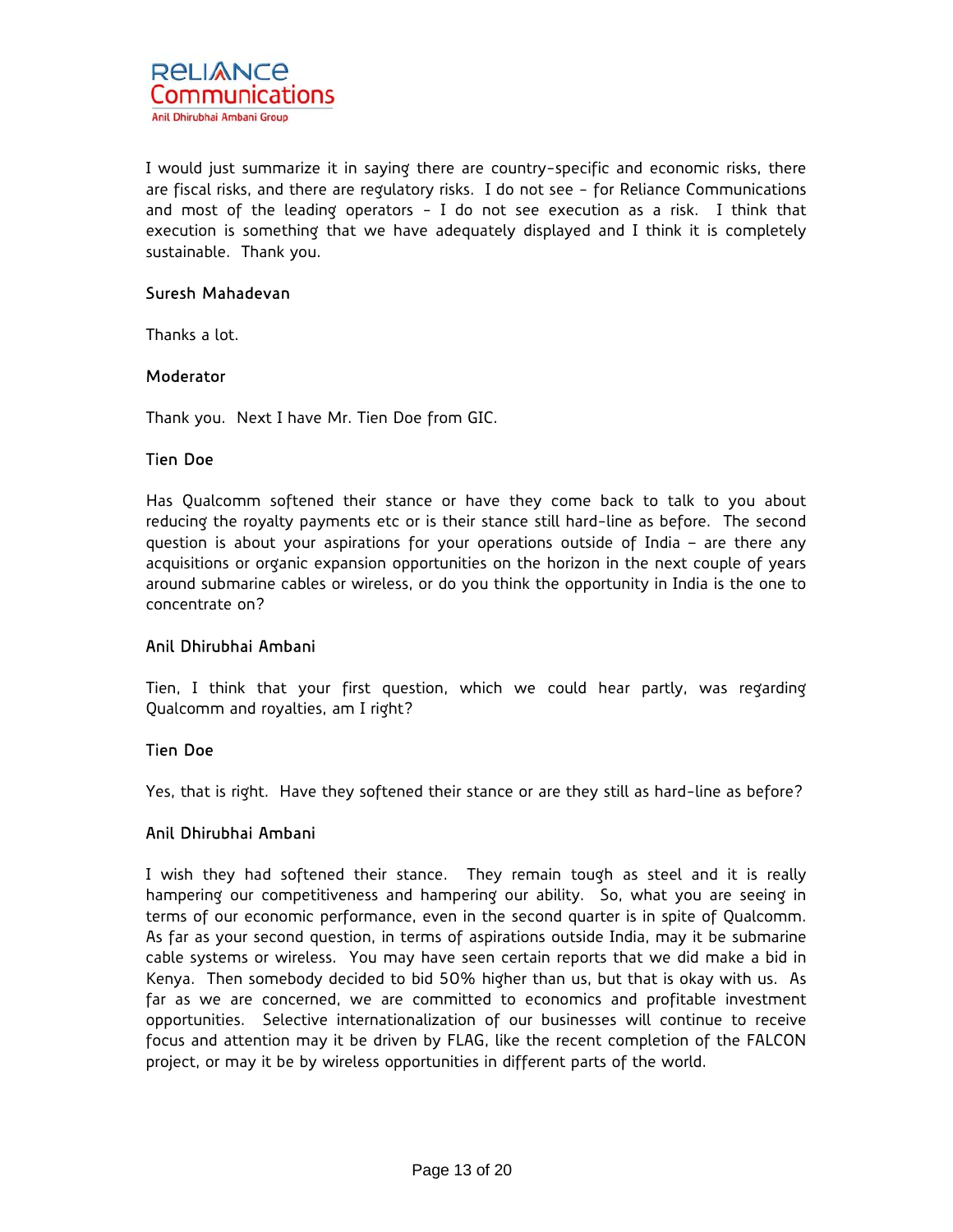I would just summarize it in saying there are country-specific and economic risks, there are fiscal risks, and there are regulatory risks. I do not see - for Reliance Communications and most of the leading operators - I do not see execution as a risk. I think that execution is something that we have adequately displayed and I think it is completely sustainable. Thank you.

**Suresh Mahadevan**

Thanks a lot.

**Moderator**

Thank you. Next I have Mr. Tien Doe from GIC.

**Tien Doe**

Has Qualcomm softened their stance or have they come back to talk to you about reducing the royalty payments etc or is their stance still hard-line as before. The second question is about your aspirations for your operations outside of India – are there any acquisitions or organic expansion opportunities on the horizon in the next couple of years around submarine cables or wireless, or do you think the opportunity in India is the one to concentrate on?

**Anil Dhirubhai Ambani**

Tien, I think that your first question, which we could hear partly, was regarding Qualcomm and royalties, am I right?

**Tien Doe**

Yes, that is right. Have they softened their stance or are they still as hard-line as before?

**Anil Dhirubhai Ambani**

I wish they had softened their stance. They remain tough as steel and it is really hampering our competitiveness and hampering our ability. So, what you are seeing in terms of our economic performance, even in the second quarter is in spite of Qualcomm. As far as your second question, in terms of aspirations outside India, may it be submarine cable systems or wireless. You may have seen certain reports that we did make a bid in Kenya. Then somebody decided to bid 50% higher than us, but that is okay with us. As far as we are concerned, we are committed to economics and profitable investment opportunities. Selective internationalization of our businesses will continue to receive focus and attention may it be driven by FLAG, like the recent completion of the FALCON project, or may it be by wireless opportunities in different parts of the world.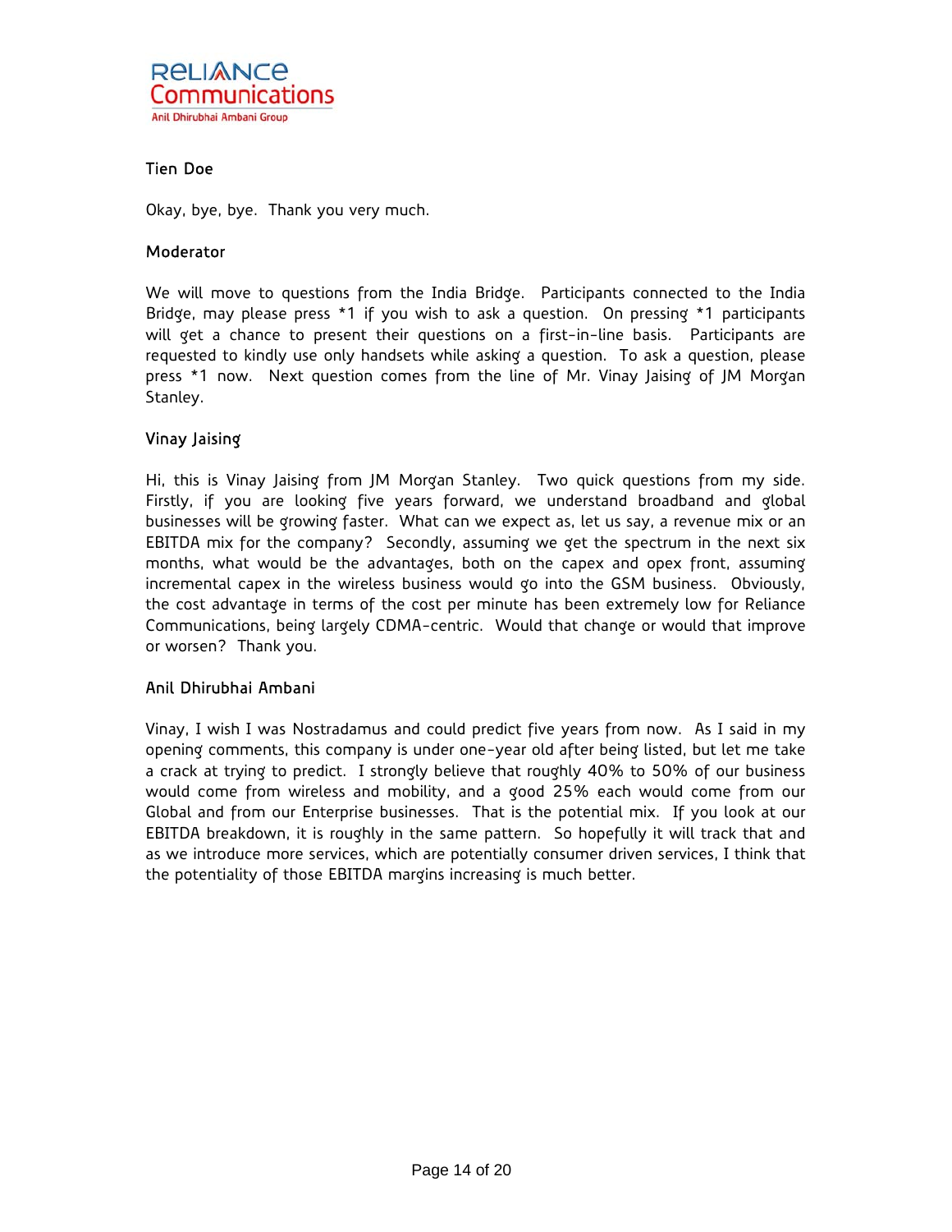**Tien Doe**

Okay, bye, bye. Thank you very much.

**Moderator**

We will move to questions from the India Bridge. Participants connected to the India Bridge, may please press *1 if you wish to ask a question. On pressing *1 participants will get a chance to present their questions on a first-in-line basis. Participants are requested to kindly use only handsets while asking a question. To ask a question, please press *1 now. Next question comes from the line of Mr. Vinay Jaising of JM Morgan Stanley.

**Vinay Jaising**

Hi, this is Vinay Jaising from JM Morgan Stanley. Two quick questions from my side. Firstly, if you are looking five years forward, we understand broadband and global businesses will be growing faster. What can we expect as, let us say, a revenue mix or an EBITDA mix for the company? Secondly, assuming we get the spectrum in the next six months, what would be the advantages, both on the capex and opex front, assuming incremental capex in the wireless business would go into the GSM business. Obviously, the cost advantage in terms of the cost per minute has been extremely low for Reliance Communications, being largely CDMA-centric. Would that change or would that improve or worsen? Thank you.

**Anil Dhirubhai Ambani**

Vinay, I wish I was Nostradamus and could predict five years from now. As I said in my opening comments, this company is under one-year old after being listed, but let me take a crack at trying to predict. I strongly believe that roughly 40% to 50% of our business would come from wireless and mobility, and a good 25% each would come from our Global and from our Enterprise businesses. That is the potential mix. If you look at our EBITDA breakdown, it is roughly in the same pattern. So hopefully it will track that and as we introduce more services, which are potentially consumer driven services, I think that the potentiality of those EBITDA margins increasing is much better.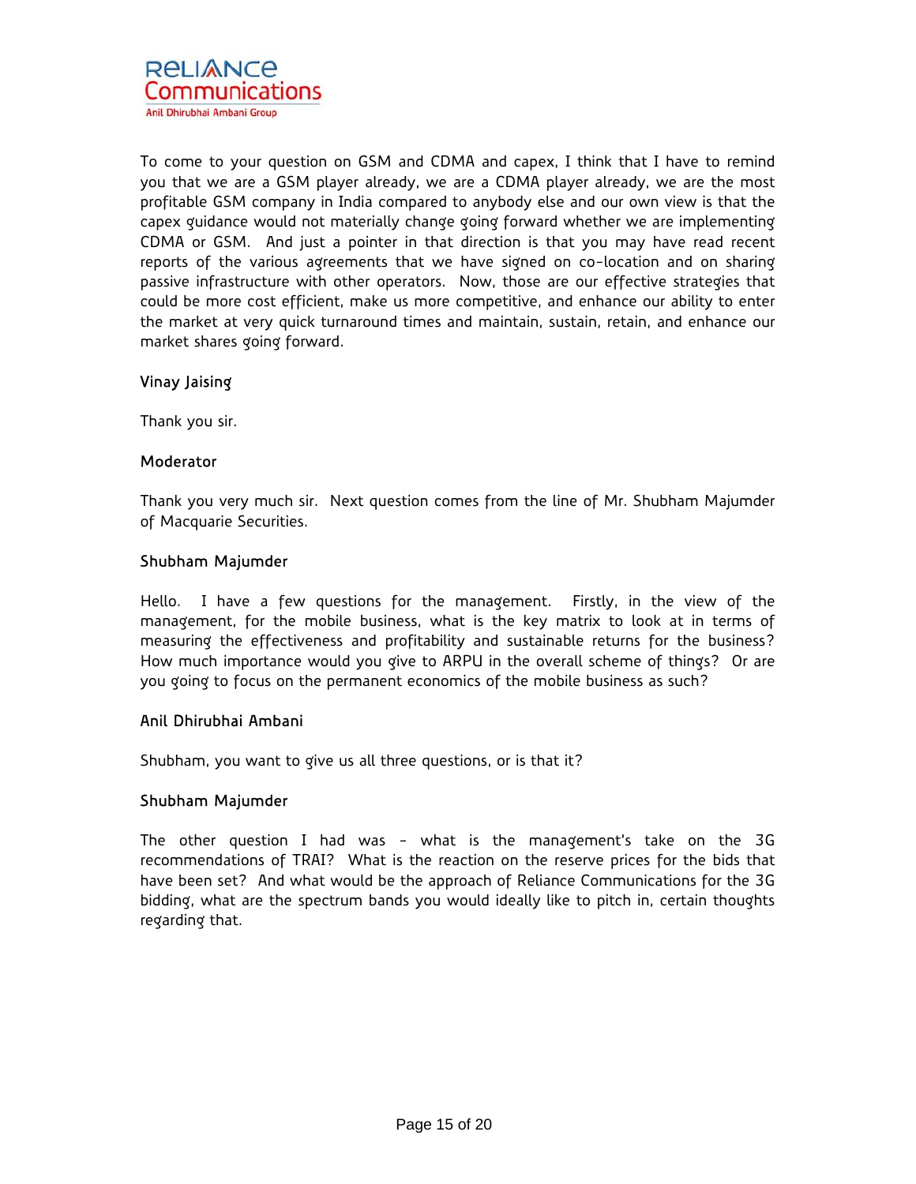To come to your question on GSM and CDMA and capex, I think that I have to remind you that we are a GSM player already, we are a CDMA player already, we are the most profitable GSM company in India compared to anybody else and our own view is that the capex guidance would not materially change going forward whether we are implementing CDMA or GSM. And just a pointer in that direction is that you may have read recent reports of the various agreements that we have signed on co-location and on sharing passive infrastructure with other operators. Now, those are our effective strategies that could be more cost efficient, make us more competitive, and enhance our ability to enter the market at very quick turnaround times and maintain, sustain, retain, and enhance our market shares going forward.

**Vinay Jaising**

Thank you sir.

**Moderator**

Thank you very much sir. Next question comes from the line of Mr. Shubham Majumder of Macquarie Securities.

**Shubham Majumder**

Hello. I have a few questions for the management. Firstly, in the view of the management, for the mobile business, what is the key matrix to look at in terms of measuring the effectiveness and profitability and sustainable returns for the business? How much importance would you give to ARPU in the overall scheme of things? Or are you going to focus on the permanent economics of the mobile business as such?

**Anil Dhirubhai Ambani**

Shubham, you want to give us all three questions, or is that it?

**Shubham Majumder**

The other question I had was - what is the management's take on the 3G recommendations of TRAI? What is the reaction on the reserve prices for the bids that have been set? And what would be the approach of Reliance Communications for the 3G bidding, what are the spectrum bands you would ideally like to pitch in, certain thoughts regarding that.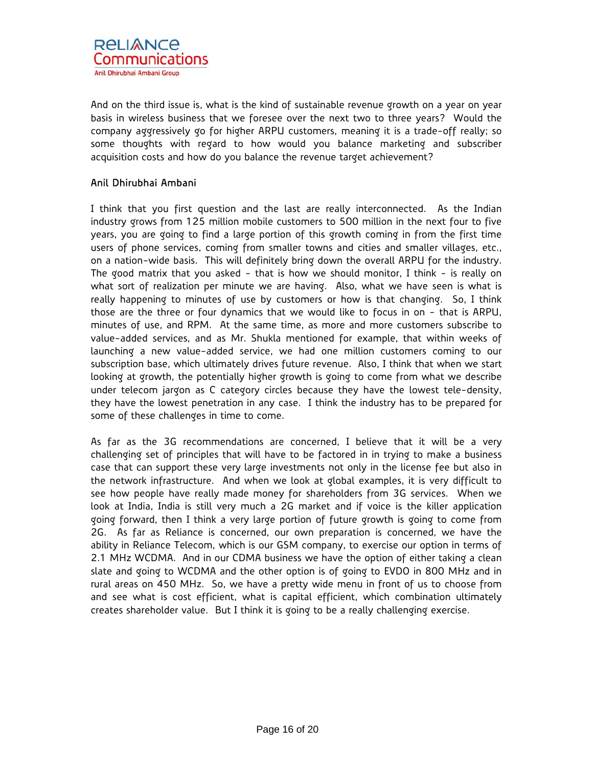And on the third issue is, what is the kind of sustainable revenue growth on a year on year basis in wireless business that we foresee over the next two to three years? Would the company aggressively go for higher ARPU customers, meaning it is a trade-off really; so some thoughts with regard to how would you balance marketing and subscriber acquisition costs and how do you balance the revenue target achievement?

**Anil Dhirubhai Ambani**

I think that you first question and the last are really interconnected. As the Indian industry grows from 125 million mobile customers to 500 million in the next four to five years, you are going to find a large portion of this growth coming in from the first time users of phone services, coming from smaller towns and cities and smaller villages, etc., on a nation-wide basis. This will definitely bring down the overall ARPU for the industry. The good matrix that you asked - that is how we should monitor, I think - is really on what sort of realization per minute we are having. Also, what we have seen is what is really happening to minutes of use by customers or how is that changing. So, I think those are the three or four dynamics that we would like to focus in on - that is ARPU, minutes of use, and RPM. At the same time, as more and more customers subscribe to value-added services, and as Mr. Shukla mentioned for example, that within weeks of launching a new value-added service, we had one million customers coming to our subscription base, which ultimately drives future revenue. Also, I think that when we start looking at growth, the potentially higher growth is going to come from what we describe under telecom jargon as C category circles because they have the lowest tele-density, they have the lowest penetration in any case. I think the industry has to be prepared for some of these challenges in time to come.

As far as the 3G recommendations are concerned, I believe that it will be a very challenging set of principles that will have to be factored in in trying to make a business case that can support these very large investments not only in the license fee but also in the network infrastructure. And when we look at global examples, it is very difficult to see how people have really made money for shareholders from 3G services. When we look at India, India is still very much a 2G market and if voice is the killer application going forward, then I think a very large portion of future growth is going to come from 2G. As far as Reliance is concerned, our own preparation is concerned, we have the ability in Reliance Telecom, which is our GSM company, to exercise our option in terms of 2.1 MHz WCDMA. And in our CDMA business we have the option of either taking a clean slate and going to WCDMA and the other option is of going to EVDO in 800 MHz and in rural areas on 450 MHz. So, we have a pretty wide menu in front of us to choose from and see what is cost efficient, what is capital efficient, which combination ultimately creates shareholder value. But I think it is going to be a really challenging exercise.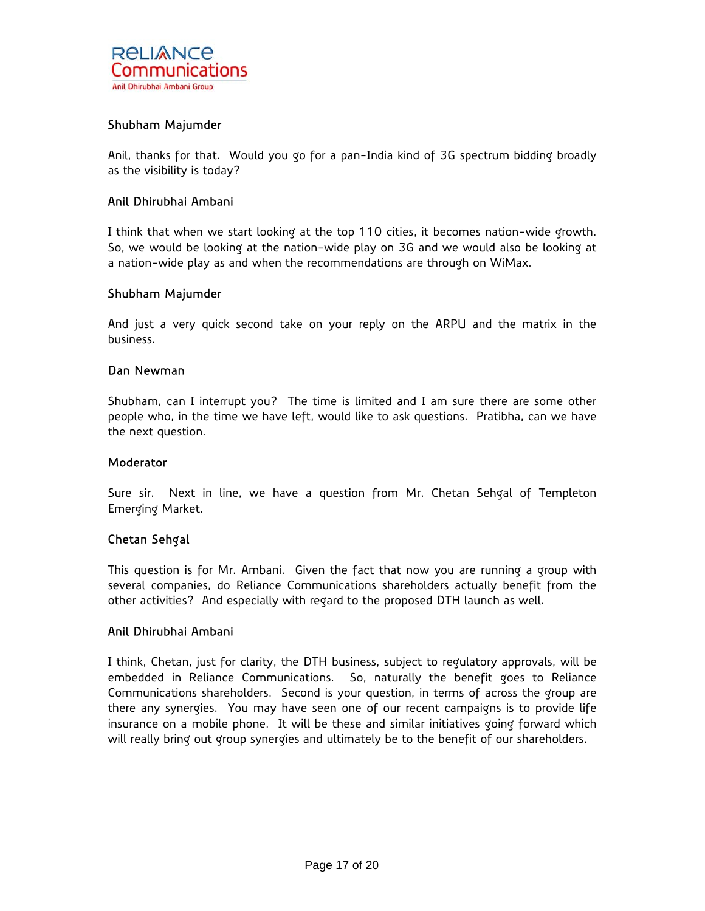**Shubham Majumder**

Anil, thanks for that. Would you go for a pan-India kind of 3G spectrum bidding broadly as the visibility is today?

**Anil Dhirubhai Ambani**

I think that when we start looking at the top 110 cities, it becomes nation-wide growth. So, we would be looking at the nation-wide play on 3G and we would also be looking at a nation-wide play as and when the recommendations are through on WiMax.

**Shubham Majumder**

And just a very quick second take on your reply on the ARPU and the matrix in the business.

**Dan Newman**

Shubham, can I interrupt you? The time is limited and I am sure there are some other people who, in the time we have left, would like to ask questions. Pratibha, can we have the next question.

**Moderator**

Sure sir. Next in line, we have a question from Mr. Chetan Sehgal of Templeton Emerging Market.

**Chetan Sehgal**

This question is for Mr. Ambani. Given the fact that now you are running a group with several companies, do Reliance Communications shareholders actually benefit from the other activities? And especially with regard to the proposed DTH launch as well.

**Anil Dhirubhai Ambani**

I think, Chetan, just for clarity, the DTH business, subject to regulatory approvals, will be embedded in Reliance Communications. So, naturally the benefit goes to Reliance Communications shareholders. Second is your question, in terms of across the group are there any synergies. You may have seen one of our recent campaigns is to provide life insurance on a mobile phone. It will be these and similar initiatives going forward which will really bring out group synergies and ultimately be to the benefit of our shareholders.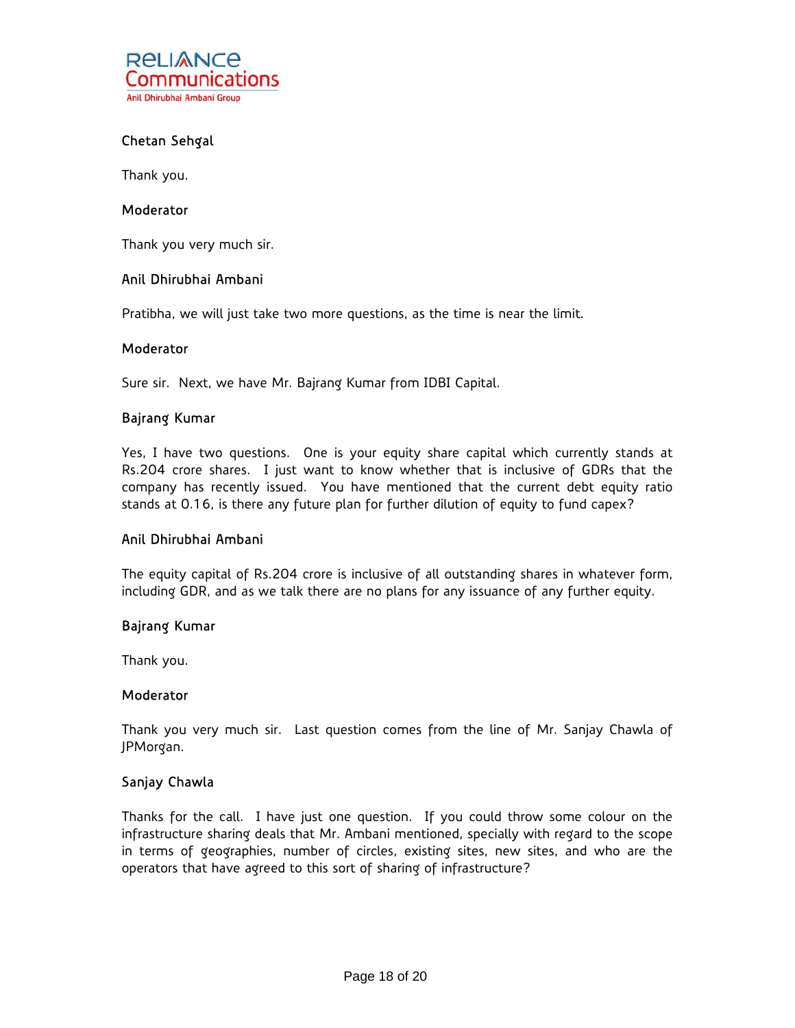**Chetan Sehgal**

Thank you.

**Moderator**

Thank you very much sir.

**Anil Dhirubhai Ambani**

Pratibha, we will just take two more questions, as the time is near the limit.

**Moderator**

Sure sir. Next, we have Mr. Bajrang Kumar from IDBI Capital.

**Bajrang Kumar**

Yes, I have two questions. One is your equity share capital which currently stands at Rs.204 crore shares. I just want to know whether that is inclusive of GDRs that the company has recently issued. You have mentioned that the current debt equity ratio stands at 0.16, is there any future plan for further dilution of equity to fund capex?

**Anil Dhirubhai Ambani**

The equity capital of Rs.204 crore is inclusive of all outstanding shares in whatever form, including GDR, and as we talk there are no plans for any issuance of any further equity.

**Bajrang Kumar**

Thank you.

**Moderator**

Thank you very much sir. Last question comes from the line of Mr. Sanjay Chawla of JPMorgan.

**Sanjay Chawla**

Thanks for the call. I have just one question. If you could throw some colour on the infrastructure sharing deals that Mr. Ambani mentioned, specially with regard to the scope in terms of geographies, number of circles, existing sites, new sites, and who are the operators that have agreed to this sort of sharing of infrastructure?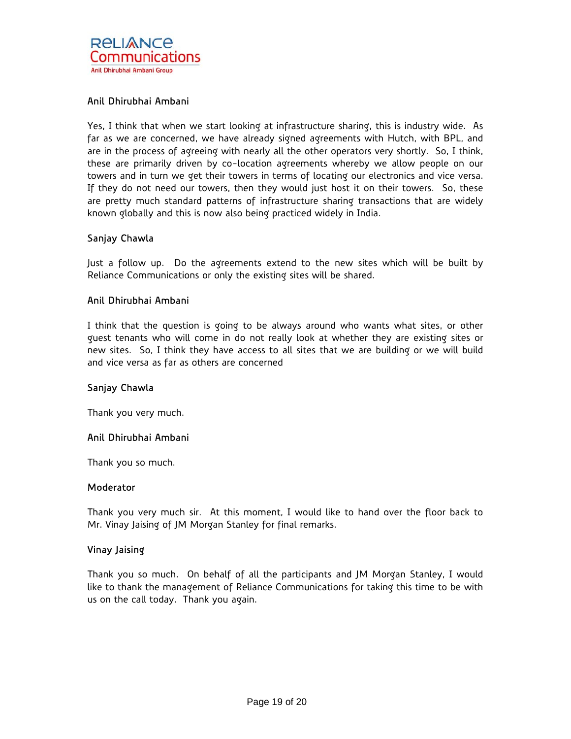**Anil Dhirubhai Ambani**

Yes, I think that when we start looking at infrastructure sharing, this is industry wide. As far as we are concerned, we have already signed agreements with Hutch, with BPL, and are in the process of agreeing with nearly all the other operators very shortly. So, I think, these are primarily driven by co-location agreements whereby we allow people on our towers and in turn we get their towers in terms of locating our electronics and vice versa. If they do not need our towers, then they would just host it on their towers. So, these are pretty much standard patterns of infrastructure sharing transactions that are widely known globally and this is now also being practiced widely in India.

**Sanjay Chawla**

Just a follow up. Do the agreements extend to the new sites which will be built by Reliance Communications or only the existing sites will be shared.

**Anil Dhirubhai Ambani**

I think that the question is going to be always around who wants what sites, or other guest tenants who will come in do not really look at whether they are existing sites or new sites. So, I think they have access to all sites that we are building or we will build and vice versa as far as others are concerned

**Sanjay Chawla**

Thank you very much.

**Anil Dhirubhai Ambani**

Thank you so much.

**Moderator**

Thank you very much sir. At this moment, I would like to hand over the floor back to Mr. Vinay Jaising of JM Morgan Stanley for final remarks.

**Vinay Jaising**

Thank you so much. On behalf of all the participants and JM Morgan Stanley, I would like to thank the management of Reliance Communications for taking this time to be with us on the call today. Thank you again.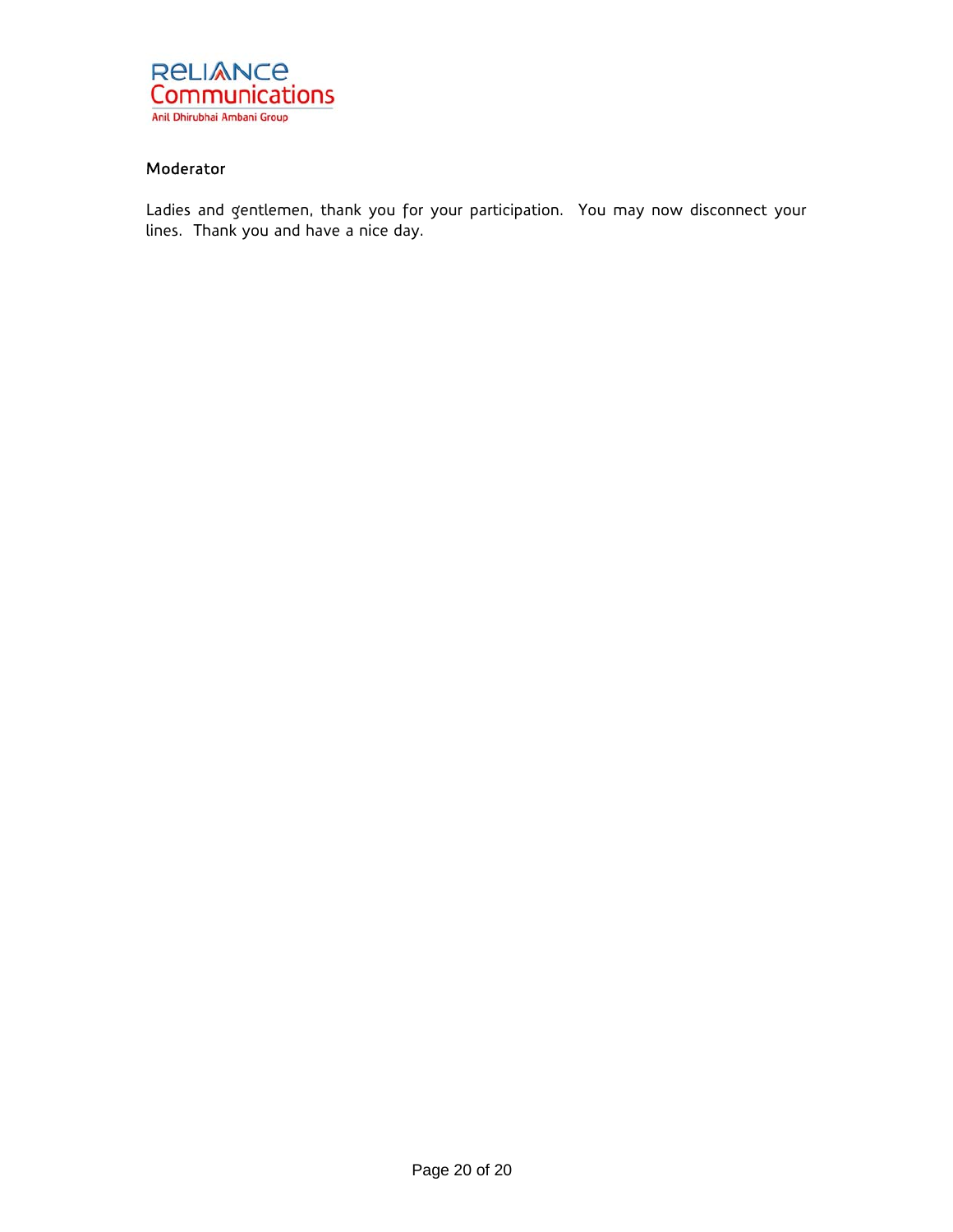**Moderator**

Ladies and gentlemen, thank you for your participation. You may now disconnect your lines. Thank you and have a nice day.